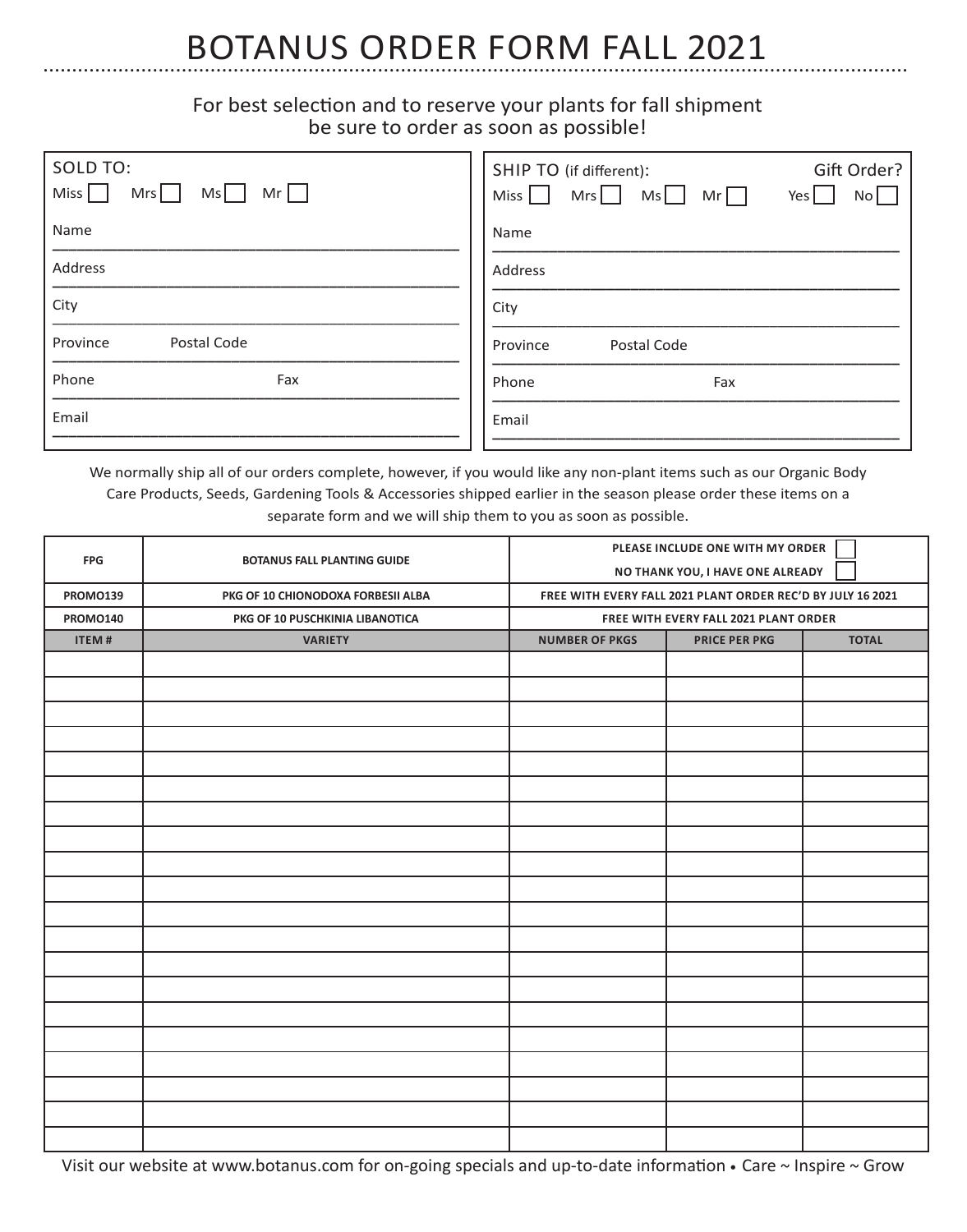# BOTANUS ORDER FORM FALL 2021

For best selection and to reserve your plants for fall shipment be sure to order as soon as possible!

**SOLD TO:**

Miss ☐ Mrs ☐ Ms ☐ Mr ☐

Name

Address

City

Province Postal Code

Phone Fax

Email

**SHIP TO** (if different):

Gift Order? Yes ☐ No ☐

Miss ☐ Mrs ☐ Ms ☐ Mr ☐

Name

Address

City

Province Postal Code

Phone Fax

Email

We normally ship all of our orders complete, however, if you would like any non-plant items such as our Organic Body Care Products, Seeds, Gardening Tools & Accessories shipped earlier in the season please order these items on a separate form and we will ship them to you as soon as possible.

| FPG | BOTANUS FALL PLANTING GUIDE | PLEASE INCLUDE ONE WITH MY ORDER ☐<br>NO THANK YOU, I HAVE ONE ALREADY ☐ | | |
|---|---|---|---|---|
| PROMO139 | PKG OF 10 CHIONODOXA FORBESII ALBA | FREE WITH EVERY FALL 2021 PLANT ORDER REC'D BY JULY 16 2021 | | |
| PROMO140 | PKG OF 10 PUSCHKINIA LIBANOTICA | FREE WITH EVERY FALL 2021 PLANT ORDER | | |
| **ITEM #** | **VARIETY** | **NUMBER OF PKGS** | **PRICE PER PKG** | **TOTAL** |
| | | | | |
| | | | | |
| | | | | |
| | | | | |
| | | | | |
| | | | | |
| | | | | |
| | | | | |
| | | | | |
| | | | | |
| | | | | |
| | | | | |
| | | | | |
| | | | | |
| | | | | |
| | | | | |
| | | | | |
| | | | | |
| | | | | |
| | | | | |

Visit our website at www.botanus.com for on-going specials and up-to-date information • Care ~ Inspire ~ Grow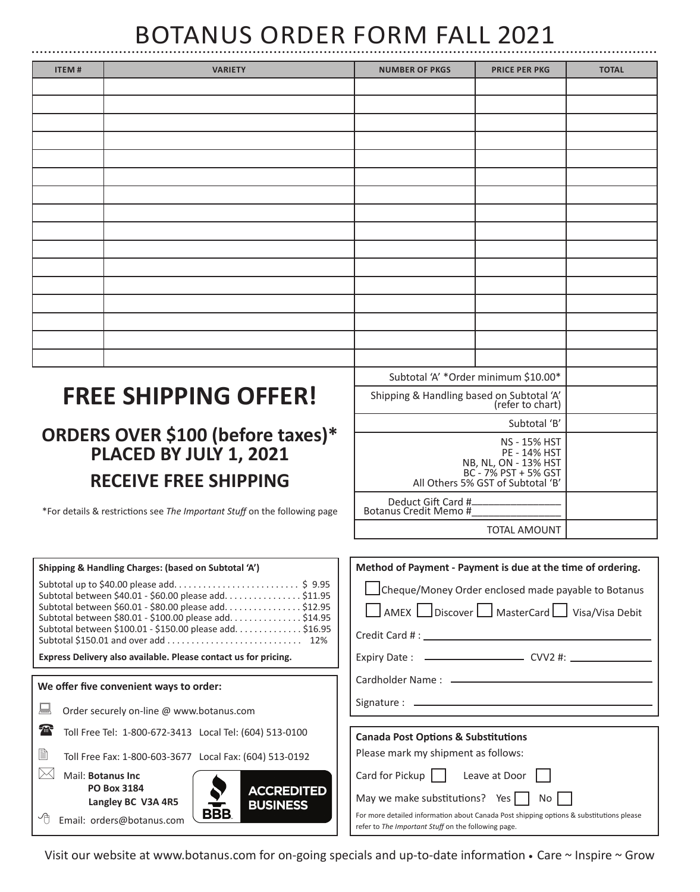# BOTANUS ORDER FORM FALL 2021

| ITEM # | VARIETY | NUMBER OF PKGS | PRICE PER PKG | TOTAL |
|---|---|---|---|---|
| | | | | |
| | | | | |
| | | | | |
| | | | | |
| | | | | |
| | | | | |
| | | | | |
| | | | | |
| | | | | |
| | | | | |
| | | | | |
| | | | | |
| | | | | |
| | | | | |
| | | | | |
| | | | | |

| | |
|---|---|
| Subtotal 'A' *Order minimum $10.00* | |
| Shipping & Handling based on Subtotal 'A' (refer to chart) | |
| Subtotal 'B' | |
| NS - 15% HST<br>PE - 14% HST<br>NB, NL, ON - 13% HST<br>BC - 7% PST + 5% GST<br>All Others 5% GST of Subtotal 'B' | |
| Deduct Gift Card #________________<br>Botanus Credit Memo #________________ | |
| TOTAL AMOUNT | |

## FREE SHIPPING OFFER!

### ORDERS OVER $100 (before taxes)* PLACED BY JULY 1, 2021

### RECEIVE FREE SHIPPING

*For details & restrictions see *The Important Stuff* on the following page

**Shipping & Handling Charges: (based on Subtotal 'A')**

Subtotal up to $40.00 please add.......................... $ 9.95
Subtotal between $40.01 - $60.00 please add................ $11.95
Subtotal between $60.01 - $80.00 please add................ $12.95
Subtotal between $80.01 - $100.00 please add............... $14.95
Subtotal between $100.01 - $150.00 please add.............. $16.95
Subtotal $150.01 and over add ............................ 12%

**Express Delivery also available. Please contact us for pricing.**

**We offer five convenient ways to order:**

- Order securely on-line @ www.botanus.com
- Toll Free Tel: 1-800-672-3413   Local Tel: (604) 513-0100
- Toll Free Fax: 1-800-603-3677   Local Fax: (604) 513-0192
- Mail: **Botanus Inc**
  **PO Box 3184**
  **Langley BC V3A 4R5**
- Email: orders@botanus.com

BBB ACCREDITED BUSINESS

**Method of Payment - Payment is due at the time of ordering.**

☐ Cheque/Money Order enclosed made payable to Botanus

☐ AMEX ☐ Discover ☐ MasterCard ☐ Visa/Visa Debit

Credit Card # : ________________________________

Expiry Date : ________________ CVV2 #: ______________

Cardholder Name : ________________________________

Signature : ________________________________

**Canada Post Options & Substitutions**

Please mark my shipment as follows:

Card for Pickup ☐   Leave at Door ☐

May we make substitutions? Yes ☐ No ☐

For more detailed information about Canada Post shipping options & substitutions please refer to *The Important Stuff* on the following page.

Visit our website at www.botanus.com for on-going specials and up-to-date information • Care ~ Inspire ~ Grow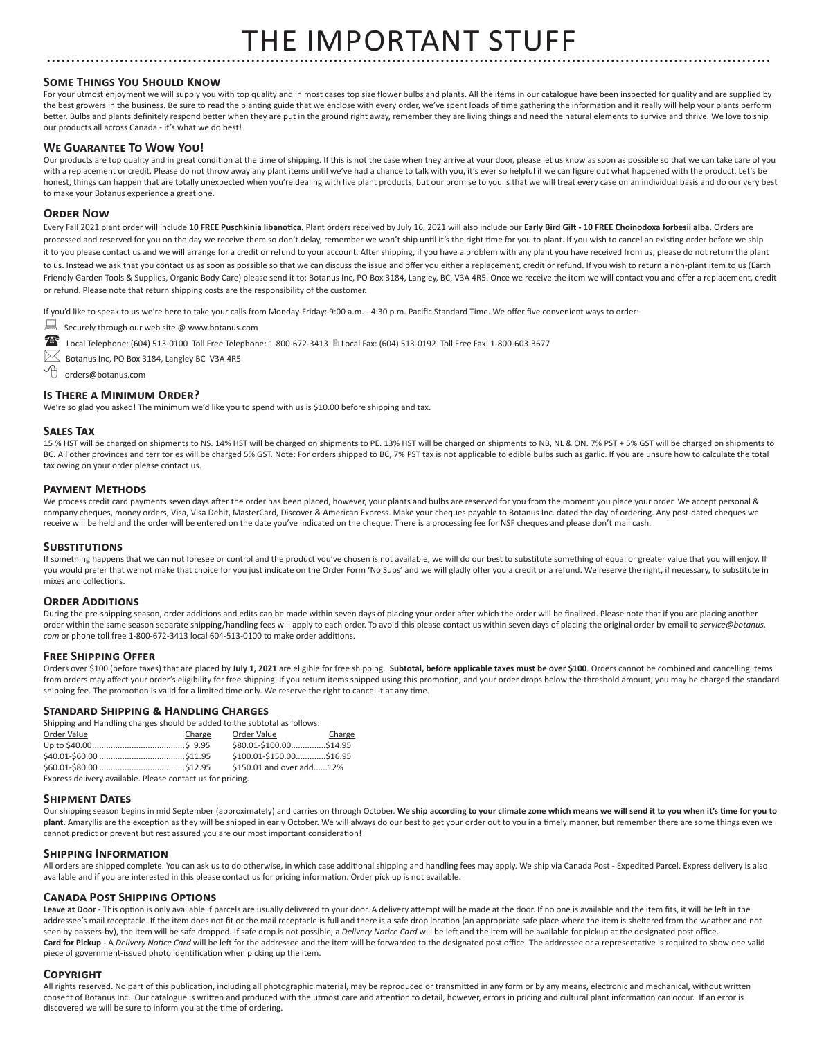# THE IMPORTANT STUFF

## Some Things You Should Know

For your utmost enjoyment we will supply you with top quality and in most cases top size flower bulbs and plants. All the items in our catalogue have been inspected for quality and are supplied by the best growers in the business. Be sure to read the planting guide that we enclose with every order, we've spent loads of time gathering the information and it really will help your plants perform better. Bulbs and plants definitely respond better when they are put in the ground right away, remember they are living things and need the natural elements to survive and thrive. We love to ship our products all across Canada - it's what we do best!

## We Guarantee To Wow You!

Our products are top quality and in great condition at the time of shipping. If this is not the case when they arrive at your door, please let us know as soon as possible so that we can take care of you with a replacement or credit. Please do not throw away any plant items until we've had a chance to talk with you, it's ever so helpful if we can figure out what happened with the product. Let's be honest, things can happen that are totally unexpected when you're dealing with live plant products, but our promise to you is that we will treat every case on an individual basis and do our very best to make your Botanus experience a great one.

## Order Now

Every Fall 2021 plant order will include **10 FREE Puschkinia libanotica.** Plant orders received by July 16, 2021 will also include our **Early Bird Gift - 10 FREE Choinodoxa forbesii alba.** Orders are processed and reserved for you on the day we receive them so don't delay, remember we won't ship until it's the right time for you to plant. If you wish to cancel an existing order before we ship it to you please contact us and we will arrange for a credit or refund to your account. After shipping, if you have a problem with any plant you have received from us, please do not return the plant to us. Instead we ask that you contact us as soon as possible so that we can discuss the issue and offer you either a replacement, credit or refund. If you wish to return a non-plant item to us (Earth Friendly Garden Tools & Supplies, Organic Body Care) please send it to: Botanus Inc, PO Box 3184, Langley, BC, V3A 4R5. Once we receive the item we will contact you and offer a replacement, credit or refund. Please note that return shipping costs are the responsibility of the customer.

If you'd like to speak to us we're here to take your calls from Monday-Friday: 9:00 a.m. - 4:30 p.m. Pacific Standard Time. We offer five convenient ways to order:

- Securely through our web site @ www.botanus.com
- Local Telephone: (604) 513-0100 Toll Free Telephone: 1-800-672-3413 Local Fax: (604) 513-0192 Toll Free Fax: 1-800-603-3677
- Botanus Inc, PO Box 3184, Langley BC V3A 4R5
- orders@botanus.com

## Is There a Minimum Order?

We're so glad you asked! The minimum we'd like you to spend with us is $10.00 before shipping and tax.

## Sales Tax

15 % HST will be charged on shipments to NS. 14% HST will be charged on shipments to PE. 13% HST will be charged on shipments to NB, NL & ON. 7% PST + 5% GST will be charged on shipments to BC. All other provinces and territories will be charged 5% GST. Note: For orders shipped to BC, 7% PST tax is not applicable to edible bulbs such as garlic. If you are unsure how to calculate the total tax owing on your order please contact us.

## Payment Methods

We process credit card payments seven days after the order has been placed, however, your plants and bulbs are reserved for you from the moment you place your order. We accept personal & company cheques, money orders, Visa, Visa Debit, MasterCard, Discover & American Express. Make your cheques payable to Botanus Inc. dated the day of ordering. Any post-dated cheques we receive will be held and the order will be entered on the date you've indicated on the cheque. There is a processing fee for NSF cheques and please don't mail cash.

## Substitutions

If something happens that we can not foresee or control and the product you've chosen is not available, we will do our best to substitute something of equal or greater value that you will enjoy. If you would prefer that we not make that choice for you just indicate on the Order Form 'No Subs' and we will gladly offer you a credit or a refund. We reserve the right, if necessary, to substitute in mixes and collections.

## Order Additions

During the pre-shipping season, order additions and edits can be made within seven days of placing your order after which the order will be finalized. Please note that if you are placing another order within the same season separate shipping/handling fees will apply to each order. To avoid this please contact us within seven days of placing the original order by email to *service@botanus.com* or phone toll free 1-800-672-3413 local 604-513-0100 to make order additions.

## Free Shipping Offer

Orders over $100 (before taxes) that are placed by **July 1, 2021** are eligible for free shipping. **Subtotal, before applicable taxes must be over $100**. Orders cannot be combined and cancelling items from orders may affect your order's eligibility for free shipping. If you return items shipped using this promotion, and your order drops below the threshold amount, you may be charged the standard shipping fee. The promotion is valid for a limited time only. We reserve the right to cancel it at any time.

## Standard Shipping & Handling Charges

Shipping and Handling charges should be added to the subtotal as follows:

| Order Value | Charge | Order Value | Charge |
|---|---|---|---|
| Up to $40.00 | $ 9.95 | $80.01-$100.00 | $14.95 |
| $40.01-$60.00 | $11.95 | $100.01-$150.00 | $16.95 |
| $60.01-$80.00 | $12.95 | $150.01 and over add | 12% |

Express delivery available. Please contact us for pricing.

## Shipment Dates

Our shipping season begins in mid September (approximately) and carries on through October. **We ship according to your climate zone which means we will send it to you when it's time for you to plant.** Amaryllis are the exception as they will be shipped in early October. We will always do our best to get your order out to you in a timely manner, but remember there are some things even we cannot predict or prevent but rest assured you are our most important consideration!

## Shipping Information

All orders are shipped complete. You can ask us to do otherwise, in which case additional shipping and handling fees may apply. We ship via Canada Post - Expedited Parcel. Express delivery is also available and if you are interested in this please contact us for pricing information. Order pick up is not available.

## Canada Post Shipping Options

**Leave at Door** - This option is only available if parcels are usually delivered to your door. A delivery attempt will be made at the door. If no one is available and the item fits, it will be left in the addressee's mail receptacle. If the item does not fit or the mail receptacle is full and there is a safe drop location (an appropriate safe place where the item is sheltered from the weather and not seen by passers-by), the item will be safe dropped. If safe drop is not possible, a *Delivery Notice Card* will be left and the item will be available for pickup at the designated post office.
**Card for Pickup** - A *Delivery Notice Card* will be left for the addressee and the item will be forwarded to the designated post office. The addressee or a representative is required to show one valid piece of government-issued photo identification when picking up the item.

## Copyright

All rights reserved. No part of this publication, including all photographic material, may be reproduced or transmitted in any form or by any means, electronic and mechanical, without written consent of Botanus Inc. Our catalogue is written and produced with the utmost care and attention to detail, however, errors in pricing and cultural plant information can occur. If an error is discovered we will be sure to inform you at the time of ordering.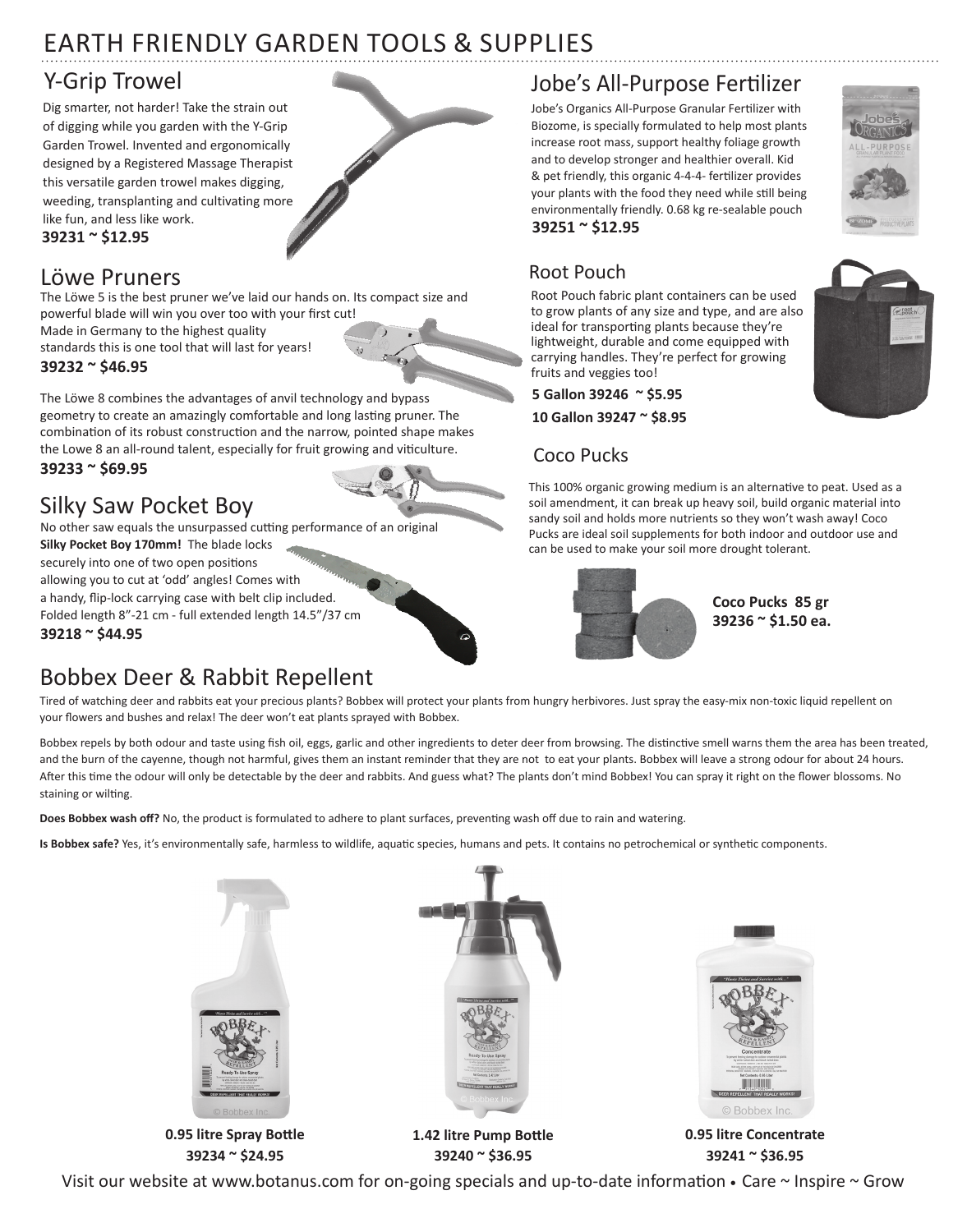# EARTH FRIENDLY GARDEN TOOLS & SUPPLIES

## Y-Grip Trowel

Dig smarter, not harder! Take the strain out of digging while you garden with the Y-Grip Garden Trowel. Invented and ergonomically designed by a Registered Massage Therapist this versatile garden trowel makes digging, weeding, transplanting and cultivating more like fun, and less like work.

**39231 ~ $12.95**

## Löwe Pruners

The Löwe 5 is the best pruner we've laid our hands on. Its compact size and powerful blade will win you over too with your first cut! Made in Germany to the highest quality standards this is one tool that will last for years!

**39232 ~ $46.95**

The Löwe 8 combines the advantages of anvil technology and bypass geometry to create an amazingly comfortable and long lasting pruner. The combination of its robust construction and the narrow, pointed shape makes the Lowe 8 an all-round talent, especially for fruit growing and viticulture.

**39233 ~ $69.95**

## Silky Saw Pocket Boy

No other saw equals the unsurpassed cutting performance of an original **Silky Pocket Boy 170mm!** The blade locks securely into one of two open positions allowing you to cut at 'odd' angles! Comes with a handy, flip-lock carrying case with belt clip included. Folded length 8"-21 cm - full extended length 14.5"/37 cm

**39218 ~ $44.95**

## Jobe's All-Purpose Fertilizer

Jobe's Organics All-Purpose Granular Fertilizer with Biozome, is specially formulated to help most plants increase root mass, support healthy foliage growth and to develop stronger and healthier overall. Kid & pet friendly, this organic 4-4-4- fertilizer provides your plants with the food they need while still being environmentally friendly. 0.68 kg re-sealable pouch

**39251 ~ $12.95**

## Root Pouch

Root Pouch fabric plant containers can be used to grow plants of any size and type, and are also ideal for transporting plants because they're lightweight, durable and come equipped with carrying handles. They're perfect for growing fruits and veggies too!

**5 Gallon 39246 ~ $5.95**

**10 Gallon 39247 ~ $8.95**

## Coco Pucks

This 100% organic growing medium is an alternative to peat. Used as a soil amendment, it can break up heavy soil, build organic material into sandy soil and holds more nutrients so they won't wash away! Coco Pucks are ideal soil supplements for both indoor and outdoor use and can be used to make your soil more drought tolerant.

**Coco Pucks 85 gr**
**39236 ~ $1.50 ea.**

## Bobbex Deer & Rabbit Repellent

Tired of watching deer and rabbits eat your precious plants? Bobbex will protect your plants from hungry herbivores. Just spray the easy-mix non-toxic liquid repellent on your flowers and bushes and relax! The deer won't eat plants sprayed with Bobbex.

Bobbex repels by both odour and taste using fish oil, eggs, garlic and other ingredients to deter deer from browsing. The distinctive smell warns them the area has been treated, and the burn of the cayenne, though not harmful, gives them an instant reminder that they are not to eat your plants. Bobbex will leave a strong odour for about 24 hours. After this time the odour will only be detectable by the deer and rabbits. And guess what? The plants don't mind Bobbex! You can spray it right on the flower blossoms. No staining or wilting.

**Does Bobbex wash off?** No, the product is formulated to adhere to plant surfaces, preventing wash off due to rain and watering.

**Is Bobbex safe?** Yes, it's environmentally safe, harmless to wildlife, aquatic species, humans and pets. It contains no petrochemical or synthetic components.

**0.95 litre Spray Bottle**
**39234 ~ $24.95**

**1.42 litre Pump Bottle**
**39240 ~ $36.95**

**0.95 litre Concentrate**
**39241 ~ $36.95**

Visit our website at www.botanus.com for on-going specials and up-to-date information • Care ~ Inspire ~ Grow